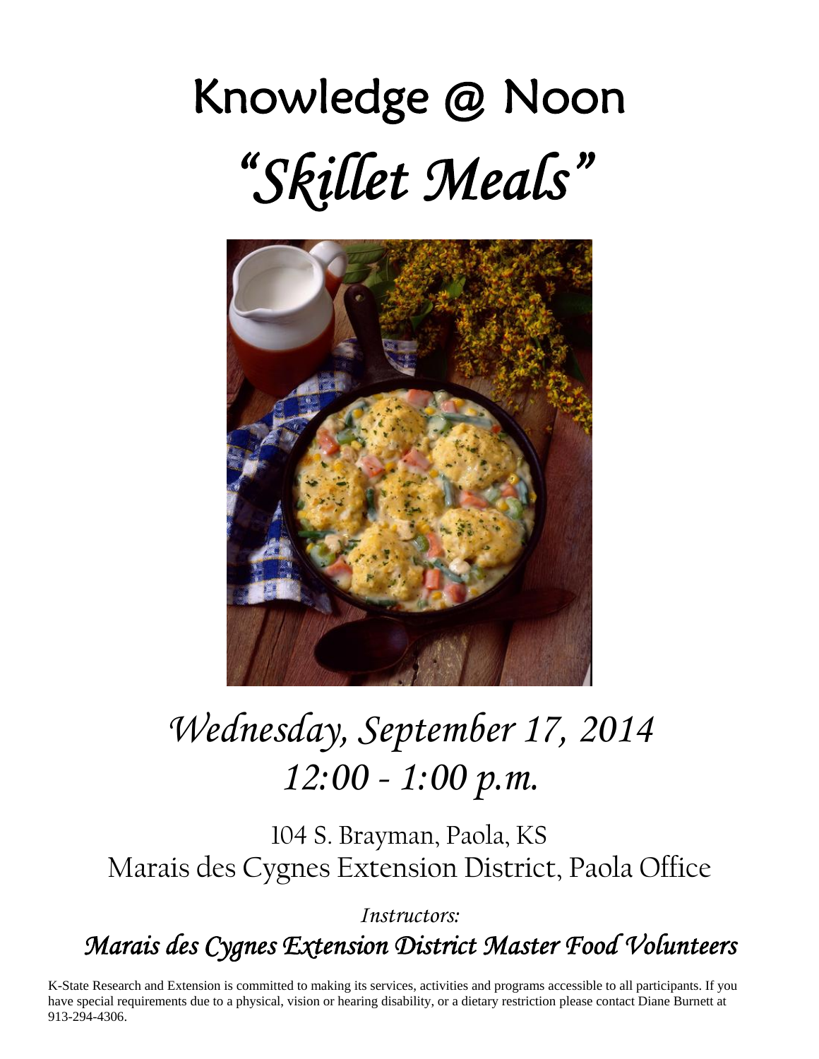# Knowledge @ Noon

# *"Skillet Meals"*

## *Wednesday, September 17, 2014*
## *12:00 - 1:00 p.m.*

104 S. Brayman, Paola, KS
Marais des Cygnes Extension District, Paola Office

*Instructors:*

***Marais des Cygnes Extension District Master Food Volunteers***

K-State Research and Extension is committed to making its services, activities and programs accessible to all participants. If you have special requirements due to a physical, vision or hearing disability, or a dietary restriction please contact Diane Burnett at 913-294-4306.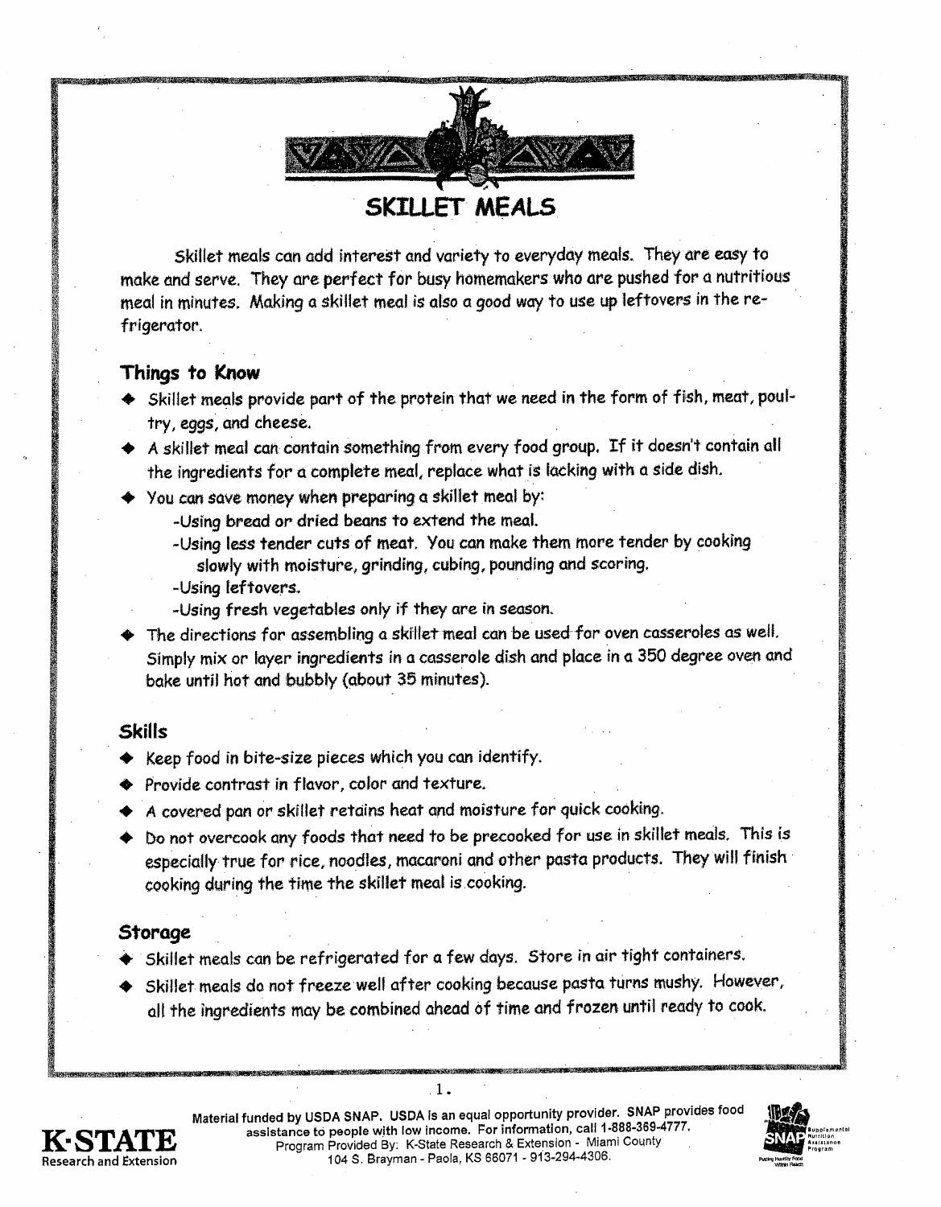# SKILLET MEALS

Skillet meals can add interest and variety to everyday meals. They are easy to make and serve. They are perfect for busy homemakers who are pushed for a nutritious meal in minutes. Making a skillet meal is also a good way to use up leftovers in the refrigerator.

## Things to Know

- Skillet meals provide part of the protein that we need in the form of fish, meat, poultry, eggs, and cheese.
- A skillet meal can contain something from every food group. If it doesn't contain all the ingredients for a complete meal, replace what is lacking with a side dish.
- You can save money when preparing a skillet meal by:
  - -Using bread or dried beans to extend the meal.
  - -Using less tender cuts of meat. You can make them more tender by cooking slowly with moisture, grinding, cubing, pounding and scoring.
  - -Using leftovers.
  - -Using fresh vegetables only if they are in season.
- The directions for assembling a skillet meal can be used for oven casseroles as well. Simply mix or layer ingredients in a casserole dish and place in a 350 degree oven and bake until hot and bubbly (about 35 minutes).

## Skills

- Keep food in bite-size pieces which you can identify.
- Provide contrast in flavor, color and texture.
- A covered pan or skillet retains heat and moisture for quick cooking.
- Do not overcook any foods that need to be precooked for use in skillet meals. This is especially true for rice, noodles, macaroni and other pasta products. They will finish cooking during the time the skillet meal is cooking.

## Storage

- Skillet meals can be refrigerated for a few days. Store in air tight containers.
- Skillet meals do not freeze well after cooking because pasta turns mushy. However, all the ingredients may be combined ahead of time and frozen until ready to cook.

K·STATE Research and Extension

Material funded by USDA SNAP. USDA is an equal opportunity provider. SNAP provides food assistance to people with low income. For information, call 1-888-369-4777.
Program Provided By: K-State Research & Extension - Miami County
104 S. Brayman - Paola, KS 66071 - 913-294-4306.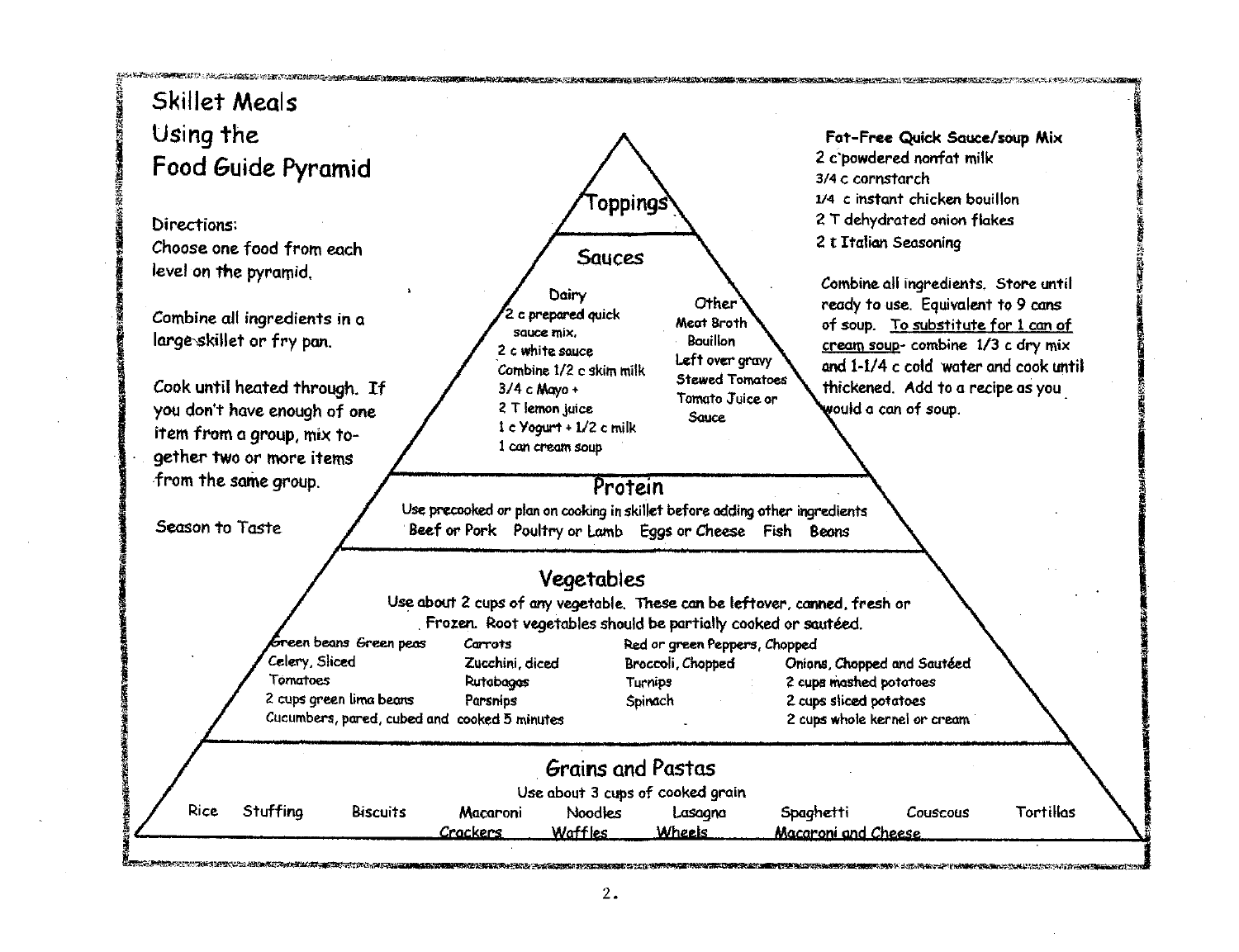# Skillet Meals Using the Food Guide Pyramid

Directions:
Choose one food from each level on the pyramid.

Combine all ingredients in a large skillet or fry pan.

Cook until heated through. If you don't have enough of one item from a group, mix together two or more items from the same group.

Season to Taste

### Fat-Free Quick Sauce/soup Mix

2 c powdered nonfat milk
3/4 c cornstarch
1/4 c instant chicken bouillon
2 T dehydrated onion flakes
2 t Italian Seasoning

Combine all ingredients. Store until ready to use. Equivalent to 9 cans of soup. To substitute for 1 can of cream soup- combine 1/3 c dry mix and 1-1/4 c cold water and cook until thickened. Add to a recipe as you would a can of soup.

## Toppings

## Sauces

**Dairy**
- 2 c prepared quick sauce mix,
- 2 c white sauce
- Combine 1/2 c skim milk
- 3/4 c Mayo +
- 2 T lemon juice
- 1 c Yogurt + 1/2 c milk
- 1 can cream soup

**Other**
- Meat Broth
- Bouillon
- Left over gravy
- Stewed Tomatoes
- Tomato Juice or Sauce

## Protein

Use precooked or plan on cooking in skillet before adding other ingredients

Beef or Pork  Poultry or Lamb  Eggs or Cheese  Fish  Beans

## Vegetables

Use about 2 cups of any vegetable. These can be leftover, canned, fresh or Frozen. Root vegetables should be partially cooked or sautéed.

- Green beans Green peas
- Celery, Sliced
- Tomatoes
- 2 cups green lima beans
- Cucumbers, pared, cubed and cooked 5 minutes
- Carrots
- Zucchini, diced
- Rutabagas
- Parsnips
- Red or green Peppers, Chopped
- Broccoli, Chopped
- Turnips
- Spinach
- Onions, Chopped and Sautéed
- 2 cups mashed potatoes
- 2 cups sliced potatoes
- 2 cups whole kernel or cream

## Grains and Pastas

Use about 3 cups of cooked grain

Rice  Stuffing  Biscuits  Macaroni  Noodles  Lasagna  Spaghetti  Couscous  Tortillas

Crackers  Waffles  Wheels  Macaroni and Cheese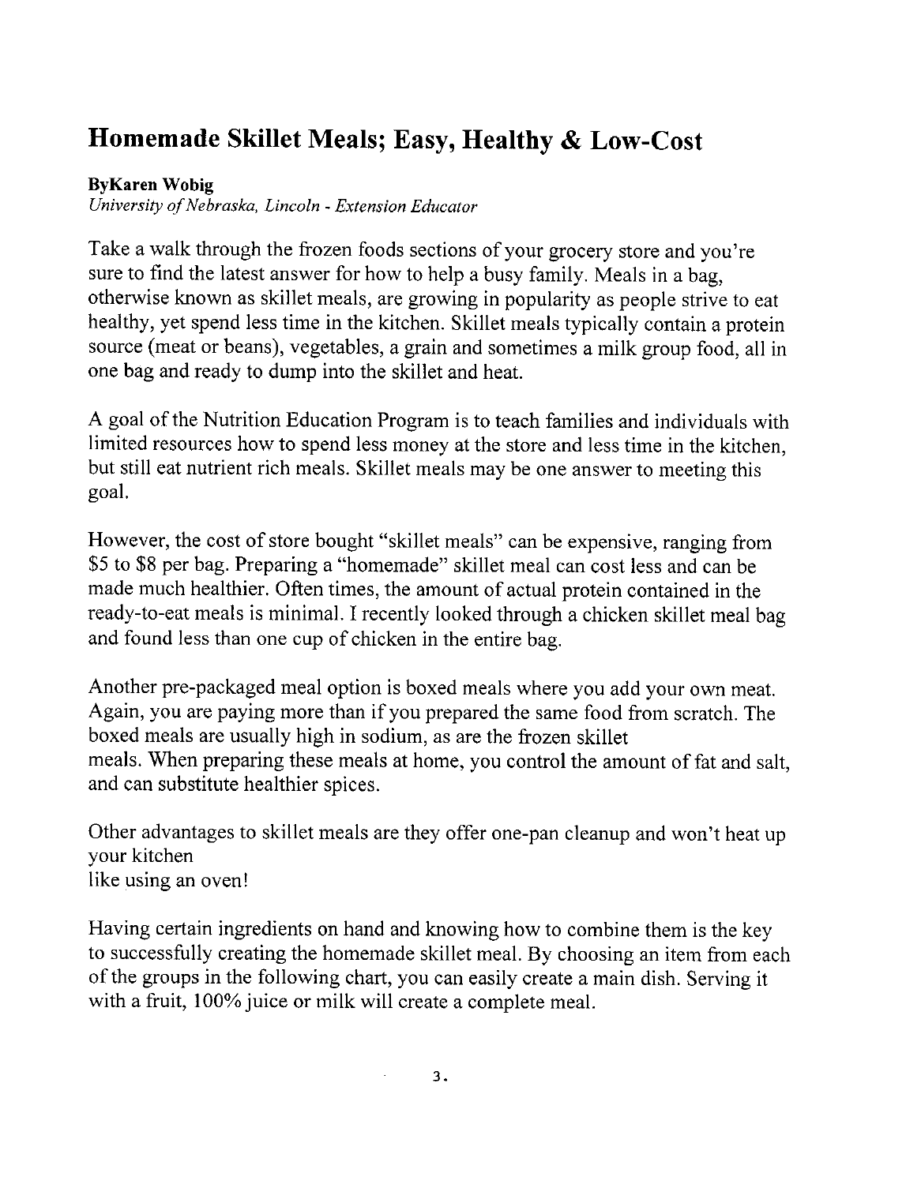# Homemade Skillet Meals; Easy, Healthy & Low-Cost

**ByKaren Wobig**
*University of Nebraska, Lincoln - Extension Educator*

Take a walk through the frozen foods sections of your grocery store and you're sure to find the latest answer for how to help a busy family. Meals in a bag, otherwise known as skillet meals, are growing in popularity as people strive to eat healthy, yet spend less time in the kitchen. Skillet meals typically contain a protein source (meat or beans), vegetables, a grain and sometimes a milk group food, all in one bag and ready to dump into the skillet and heat.

A goal of the Nutrition Education Program is to teach families and individuals with limited resources how to spend less money at the store and less time in the kitchen, but still eat nutrient rich meals. Skillet meals may be one answer to meeting this goal.

However, the cost of store bought "skillet meals" can be expensive, ranging from $5 to $8 per bag. Preparing a "homemade" skillet meal can cost less and can be made much healthier. Often times, the amount of actual protein contained in the ready-to-eat meals is minimal. I recently looked through a chicken skillet meal bag and found less than one cup of chicken in the entire bag.

Another pre-packaged meal option is boxed meals where you add your own meat. Again, you are paying more than if you prepared the same food from scratch. The boxed meals are usually high in sodium, as are the frozen skillet meals. When preparing these meals at home, you control the amount of fat and salt, and can substitute healthier spices.

Other advantages to skillet meals are they offer one-pan cleanup and won't heat up your kitchen like using an oven!

Having certain ingredients on hand and knowing how to combine them is the key to successfully creating the homemade skillet meal. By choosing an item from each of the groups in the following chart, you can easily create a main dish. Serving it with a fruit, 100% juice or milk will create a complete meal.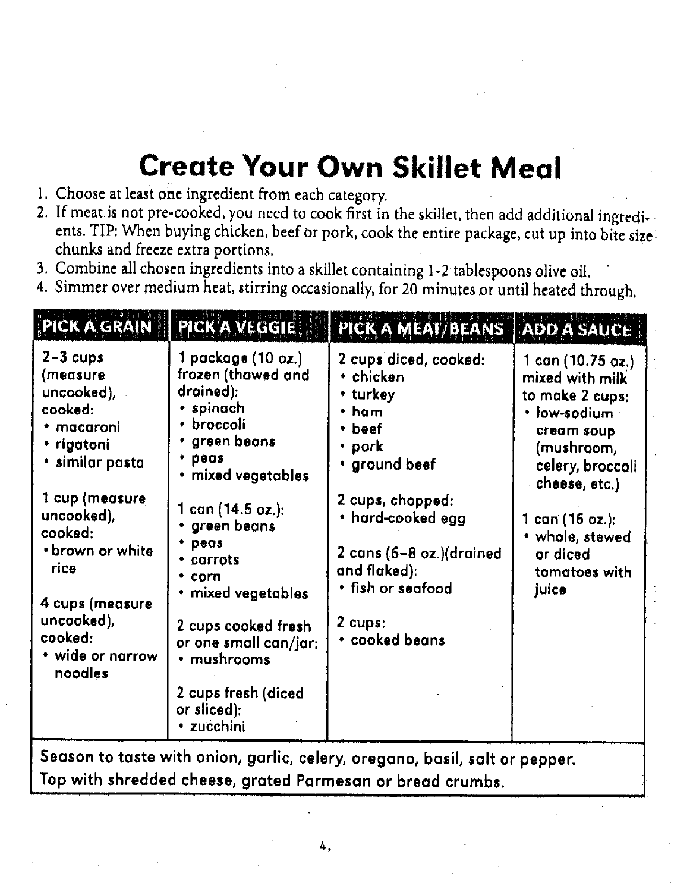# Create Your Own Skillet Meal

1. Choose at least one ingredient from each category.
2. If meat is not pre-cooked, you need to cook first in the skillet, then add additional ingredients. TIP: When buying chicken, beef or pork, cook the entire package, cut up into bite size chunks and freeze extra portions.
3. Combine all chosen ingredients into a skillet containing 1-2 tablespoons olive oil.
4. Simmer over medium heat, stirring occasionally, for 20 minutes or until heated through.

| PICK A GRAIN | PICK A VEGGIE | PICK A MEAT/BEANS | ADD A SAUCE |
|---|---|---|---|
| 2–3 cups (measure uncooked), cooked:<br>• macaroni<br>• rigatoni<br>• similar pasta<br><br>1 cup (measure uncooked), cooked:<br>• brown or white rice<br><br>4 cups (measure uncooked), cooked:<br>• wide or narrow noodles | 1 package (10 oz.) frozen (thawed and drained):<br>• spinach<br>• broccoli<br>• green beans<br>• peas<br>• mixed vegetables<br><br>1 can (14.5 oz.):<br>• green beans<br>• peas<br>• carrots<br>• corn<br>• mixed vegetables<br><br>2 cups cooked fresh or one small can/jar:<br>• mushrooms<br><br>2 cups fresh (diced or sliced):<br>• zucchini | 2 cups diced, cooked:<br>• chicken<br>• turkey<br>• ham<br>• beef<br>• pork<br>• ground beef<br><br>2 cups, chopped:<br>• hard-cooked egg<br><br>2 cans (6–8 oz.)(drained and flaked):<br>• fish or seafood<br><br>2 cups:<br>• cooked beans | 1 can (10.75 oz.) mixed with milk to make 2 cups:<br>• low-sodium cream soup (mushroom, celery, broccoli cheese, etc.)<br><br>1 can (16 oz.):<br>• whole, stewed or diced tomatoes with juice |

Season to taste with onion, garlic, celery, oregano, basil, salt or pepper.
Top with shredded cheese, grated Parmesan or bread crumbs.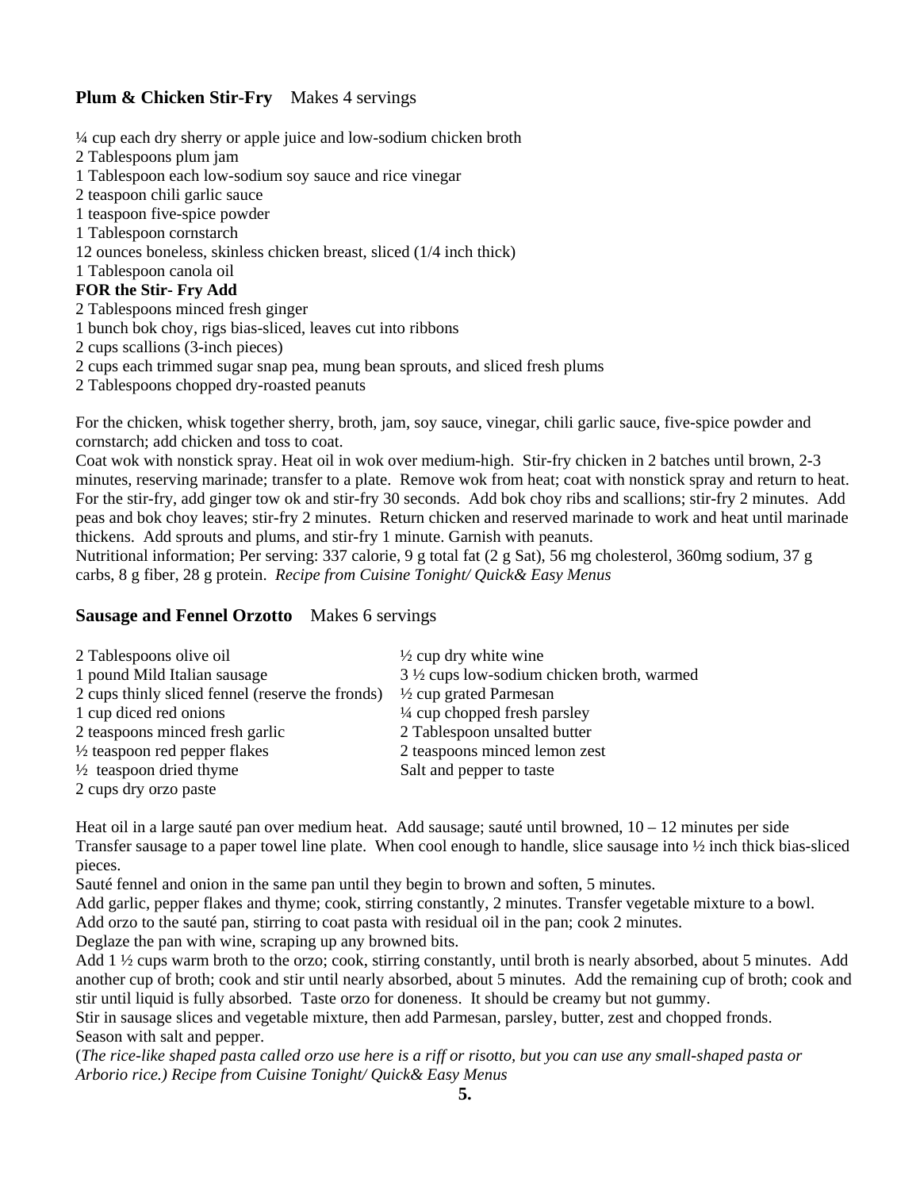**Plum & Chicken Stir-Fry** Makes 4 servings

¼ cup each dry sherry or apple juice and low-sodium chicken broth
2 Tablespoons plum jam
1 Tablespoon each low-sodium soy sauce and rice vinegar
2 teaspoon chili garlic sauce
1 teaspoon five-spice powder
1 Tablespoon cornstarch
12 ounces boneless, skinless chicken breast, sliced (1/4 inch thick)
1 Tablespoon canola oil
**FOR the Stir- Fry Add**
2 Tablespoons minced fresh ginger
1 bunch bok choy, rigs bias-sliced, leaves cut into ribbons
2 cups scallions (3-inch pieces)
2 cups each trimmed sugar snap pea, mung bean sprouts, and sliced fresh plums
2 Tablespoons chopped dry-roasted peanuts

For the chicken, whisk together sherry, broth, jam, soy sauce, vinegar, chili garlic sauce, five-spice powder and cornstarch; add chicken and toss to coat.
Coat wok with nonstick spray. Heat oil in wok over medium-high. Stir-fry chicken in 2 batches until brown, 2-3 minutes, reserving marinade; transfer to a plate. Remove wok from heat; coat with nonstick spray and return to heat. For the stir-fry, add ginger tow ok and stir-fry 30 seconds. Add bok choy ribs and scallions; stir-fry 2 minutes. Add peas and bok choy leaves; stir-fry 2 minutes. Return chicken and reserved marinade to work and heat until marinade thickens. Add sprouts and plums, and stir-fry 1 minute. Garnish with peanuts.
Nutritional information; Per serving: 337 calorie, 9 g total fat (2 g Sat), 56 mg cholesterol, 360mg sodium, 37 g carbs, 8 g fiber, 28 g protein. *Recipe from Cuisine Tonight/ Quick& Easy Menus*

**Sausage and Fennel Orzotto** Makes 6 servings

2 Tablespoons olive oil
1 pound Mild Italian sausage
2 cups thinly sliced fennel (reserve the fronds)
1 cup diced red onions
2 teaspoons minced fresh garlic
½ teaspoon red pepper flakes
½ teaspoon dried thyme
2 cups dry orzo paste
½ cup dry white wine
3 ½ cups low-sodium chicken broth, warmed
½ cup grated Parmesan
¼ cup chopped fresh parsley
2 Tablespoon unsalted butter
2 teaspoons minced lemon zest
Salt and pepper to taste

Heat oil in a large sauté pan over medium heat. Add sausage; sauté until browned, 10 – 12 minutes per side Transfer sausage to a paper towel line plate. When cool enough to handle, slice sausage into ½ inch thick bias-sliced pieces.
Sauté fennel and onion in the same pan until they begin to brown and soften, 5 minutes.
Add garlic, pepper flakes and thyme; cook, stirring constantly, 2 minutes. Transfer vegetable mixture to a bowl.
Add orzo to the sauté pan, stirring to coat pasta with residual oil in the pan; cook 2 minutes.
Deglaze the pan with wine, scraping up any browned bits.
Add 1 ½ cups warm broth to the orzo; cook, stirring constantly, until broth is nearly absorbed, about 5 minutes. Add another cup of broth; cook and stir until nearly absorbed, about 5 minutes. Add the remaining cup of broth; cook and stir until liquid is fully absorbed. Taste orzo for doneness. It should be creamy but not gummy.
Stir in sausage slices and vegetable mixture, then add Parmesan, parsley, butter, zest and chopped fronds.
Season with salt and pepper.
(*The rice-like shaped pasta called orzo use here is a riff or risotto, but you can use any small-shaped pasta or Arborio rice.) Recipe from Cuisine Tonight/ Quick& Easy Menus*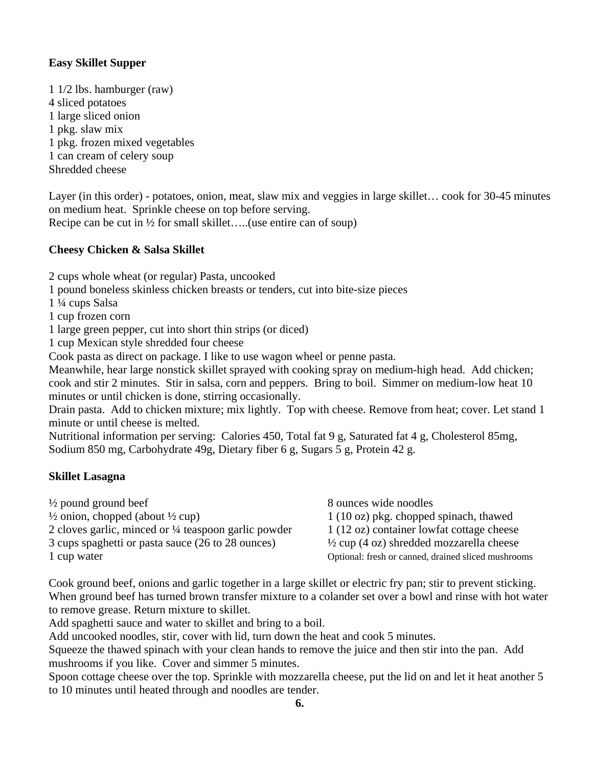**Easy Skillet Supper**

1 1/2 lbs. hamburger (raw)
4 sliced potatoes
1 large sliced onion
1 pkg. slaw mix
1 pkg. frozen mixed vegetables
1 can cream of celery soup
Shredded cheese

Layer (in this order) - potatoes, onion, meat, slaw mix and veggies in large skillet… cook for 30-45 minutes on medium heat. Sprinkle cheese on top before serving.
Recipe can be cut in ½ for small skillet…..(use entire can of soup)

**Cheesy Chicken & Salsa Skillet**

2 cups whole wheat (or regular) Pasta, uncooked
1 pound boneless skinless chicken breasts or tenders, cut into bite-size pieces
1 ¼ cups Salsa
1 cup frozen corn
1 large green pepper, cut into short thin strips (or diced)
1 cup Mexican style shredded four cheese
Cook pasta as direct on package. I like to use wagon wheel or penne pasta.
Meanwhile, hear large nonstick skillet sprayed with cooking spray on medium-high head. Add chicken; cook and stir 2 minutes. Stir in salsa, corn and peppers. Bring to boil. Simmer on medium-low heat 10 minutes or until chicken is done, stirring occasionally.
Drain pasta. Add to chicken mixture; mix lightly. Top with cheese. Remove from heat; cover. Let stand 1 minute or until cheese is melted.
Nutritional information per serving: Calories 450, Total fat 9 g, Saturated fat 4 g, Cholesterol 85mg, Sodium 850 mg, Carbohydrate 49g, Dietary fiber 6 g, Sugars 5 g, Protein 42 g.

**Skillet Lasagna**

½ pound ground beef
½ onion, chopped (about ½ cup)
2 cloves garlic, minced or ¼ teaspoon garlic powder
3 cups spaghetti or pasta sauce (26 to 28 ounces)
1 cup water
8 ounces wide noodles
1 (10 oz) pkg. chopped spinach, thawed
1 (12 oz) container lowfat cottage cheese
½ cup (4 oz) shredded mozzarella cheese
Optional: fresh or canned, drained sliced mushrooms

Cook ground beef, onions and garlic together in a large skillet or electric fry pan; stir to prevent sticking. When ground beef has turned brown transfer mixture to a colander set over a bowl and rinse with hot water to remove grease. Return mixture to skillet.
Add spaghetti sauce and water to skillet and bring to a boil.
Add uncooked noodles, stir, cover with lid, turn down the heat and cook 5 minutes.
Squeeze the thawed spinach with your clean hands to remove the juice and then stir into the pan. Add mushrooms if you like. Cover and simmer 5 minutes.
Spoon cottage cheese over the top. Sprinkle with mozzarella cheese, put the lid on and let it heat another 5 to 10 minutes until heated through and noodles are tender.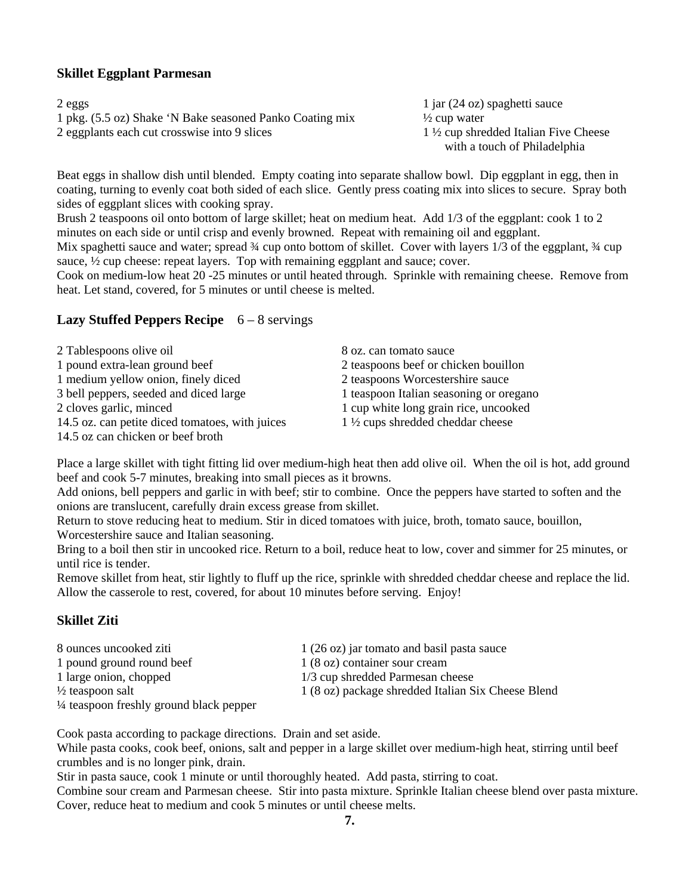### Skillet Eggplant Parmesan

2 eggs
1 pkg. (5.5 oz) Shake 'N Bake seasoned Panko Coating mix
2 eggplants each cut crosswise into 9 slices
1 jar (24 oz) spaghetti sauce
½ cup water
1 ½ cup shredded Italian Five Cheese with a touch of Philadelphia

Beat eggs in shallow dish until blended. Empty coating into separate shallow bowl. Dip eggplant in egg, then in coating, turning to evenly coat both sided of each slice. Gently press coating mix into slices to secure. Spray both sides of eggplant slices with cooking spray.
Brush 2 teaspoons oil onto bottom of large skillet; heat on medium heat. Add 1/3 of the eggplant: cook 1 to 2 minutes on each side or until crisp and evenly browned. Repeat with remaining oil and eggplant.
Mix spaghetti sauce and water; spread ¾ cup onto bottom of skillet. Cover with layers 1/3 of the eggplant, ¾ cup sauce, ½ cup cheese: repeat layers. Top with remaining eggplant and sauce; cover.
Cook on medium-low heat 20 -25 minutes or until heated through. Sprinkle with remaining cheese. Remove from heat. Let stand, covered, for 5 minutes or until cheese is melted.

### Lazy Stuffed Peppers Recipe    6 – 8 servings

2 Tablespoons olive oil
1 pound extra-lean ground beef
1 medium yellow onion, finely diced
3 bell peppers, seeded and diced large
2 cloves garlic, minced
14.5 oz. can petite diced tomatoes, with juices
14.5 oz can chicken or beef broth
8 oz. can tomato sauce
2 teaspoons beef or chicken bouillon
2 teaspoons Worcestershire sauce
1 teaspoon Italian seasoning or oregano
1 cup white long grain rice, uncooked
1 ½ cups shredded cheddar cheese

Place a large skillet with tight fitting lid over medium-high heat then add olive oil. When the oil is hot, add ground beef and cook 5-7 minutes, breaking into small pieces as it browns.
Add onions, bell peppers and garlic in with beef; stir to combine. Once the peppers have started to soften and the onions are translucent, carefully drain excess grease from skillet.
Return to stove reducing heat to medium. Stir in diced tomatoes with juice, broth, tomato sauce, bouillon, Worcestershire sauce and Italian seasoning.
Bring to a boil then stir in uncooked rice. Return to a boil, reduce heat to low, cover and simmer for 25 minutes, or until rice is tender.
Remove skillet from heat, stir lightly to fluff up the rice, sprinkle with shredded cheddar cheese and replace the lid. Allow the casserole to rest, covered, for about 10 minutes before serving. Enjoy!

### Skillet Ziti

8 ounces uncooked ziti
1 pound ground round beef
1 large onion, chopped
½ teaspoon salt
¼ teaspoon freshly ground black pepper
1 (26 oz) jar tomato and basil pasta sauce
1 (8 oz) container sour cream
1/3 cup shredded Parmesan cheese
1 (8 oz) package shredded Italian Six Cheese Blend

Cook pasta according to package directions. Drain and set aside.
While pasta cooks, cook beef, onions, salt and pepper in a large skillet over medium-high heat, stirring until beef crumbles and is no longer pink, drain.
Stir in pasta sauce, cook 1 minute or until thoroughly heated. Add pasta, stirring to coat.
Combine sour cream and Parmesan cheese. Stir into pasta mixture. Sprinkle Italian cheese blend over pasta mixture. Cover, reduce heat to medium and cook 5 minutes or until cheese melts.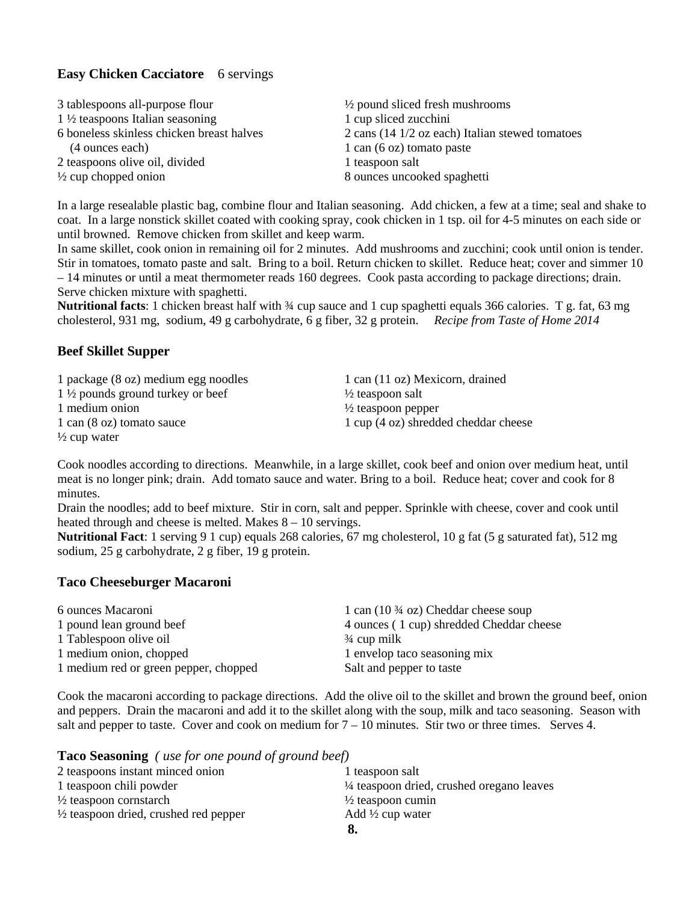**Easy Chicken Cacciatore** 6 servings

3 tablespoons all-purpose flour
1 ½ teaspoons Italian seasoning
6 boneless skinless chicken breast halves (4 ounces each)
2 teaspoons olive oil, divided
½ cup chopped onion
½ pound sliced fresh mushrooms
1 cup sliced zucchini
2 cans (14 1/2 oz each) Italian stewed tomatoes
1 can (6 oz) tomato paste
1 teaspoon salt
8 ounces uncooked spaghetti

In a large resealable plastic bag, combine flour and Italian seasoning. Add chicken, a few at a time; seal and shake to coat. In a large nonstick skillet coated with cooking spray, cook chicken in 1 tsp. oil for 4-5 minutes on each side or until browned. Remove chicken from skillet and keep warm.
In same skillet, cook onion in remaining oil for 2 minutes. Add mushrooms and zucchini; cook until onion is tender. Stir in tomatoes, tomato paste and salt. Bring to a boil. Return chicken to skillet. Reduce heat; cover and simmer 10 – 14 minutes or until a meat thermometer reads 160 degrees. Cook pasta according to package directions; drain. Serve chicken mixture with spaghetti.
**Nutritional facts**: 1 chicken breast half with ¾ cup sauce and 1 cup spaghetti equals 366 calories. T g. fat, 63 mg cholesterol, 931 mg, sodium, 49 g carbohydrate, 6 g fiber, 32 g protein. *Recipe from Taste of Home 2014*

**Beef Skillet Supper**

1 package (8 oz) medium egg noodles
1 ½ pounds ground turkey or beef
1 medium onion
1 can (8 oz) tomato sauce
½ cup water
1 can (11 oz) Mexicorn, drained
½ teaspoon salt
½ teaspoon pepper
1 cup (4 oz) shredded cheddar cheese

Cook noodles according to directions. Meanwhile, in a large skillet, cook beef and onion over medium heat, until meat is no longer pink; drain. Add tomato sauce and water. Bring to a boil. Reduce heat; cover and cook for 8 minutes.
Drain the noodles; add to beef mixture. Stir in corn, salt and pepper. Sprinkle with cheese, cover and cook until heated through and cheese is melted. Makes 8 – 10 servings.
**Nutritional Fact**: 1 serving 9 1 cup) equals 268 calories, 67 mg cholesterol, 10 g fat (5 g saturated fat), 512 mg sodium, 25 g carbohydrate, 2 g fiber, 19 g protein.

**Taco Cheeseburger Macaroni**

6 ounces Macaroni
1 pound lean ground beef
1 Tablespoon olive oil
1 medium onion, chopped
1 medium red or green pepper, chopped
1 can (10 ¾ oz) Cheddar cheese soup
4 ounces ( 1 cup) shredded Cheddar cheese
¾ cup milk
1 envelop taco seasoning mix
Salt and pepper to taste

Cook the macaroni according to package directions. Add the olive oil to the skillet and brown the ground beef, onion and peppers. Drain the macaroni and add it to the skillet along with the soup, milk and taco seasoning. Season with salt and pepper to taste. Cover and cook on medium for 7 – 10 minutes. Stir two or three times. Serves 4.

**Taco Seasoning** *( use for one pound of ground beef)*

2 teaspoons instant minced onion
1 teaspoon chili powder
½ teaspoon cornstarch
½ teaspoon dried, crushed red pepper
1 teaspoon salt
¼ teaspoon dried, crushed oregano leaves
½ teaspoon cumin
Add ½ cup water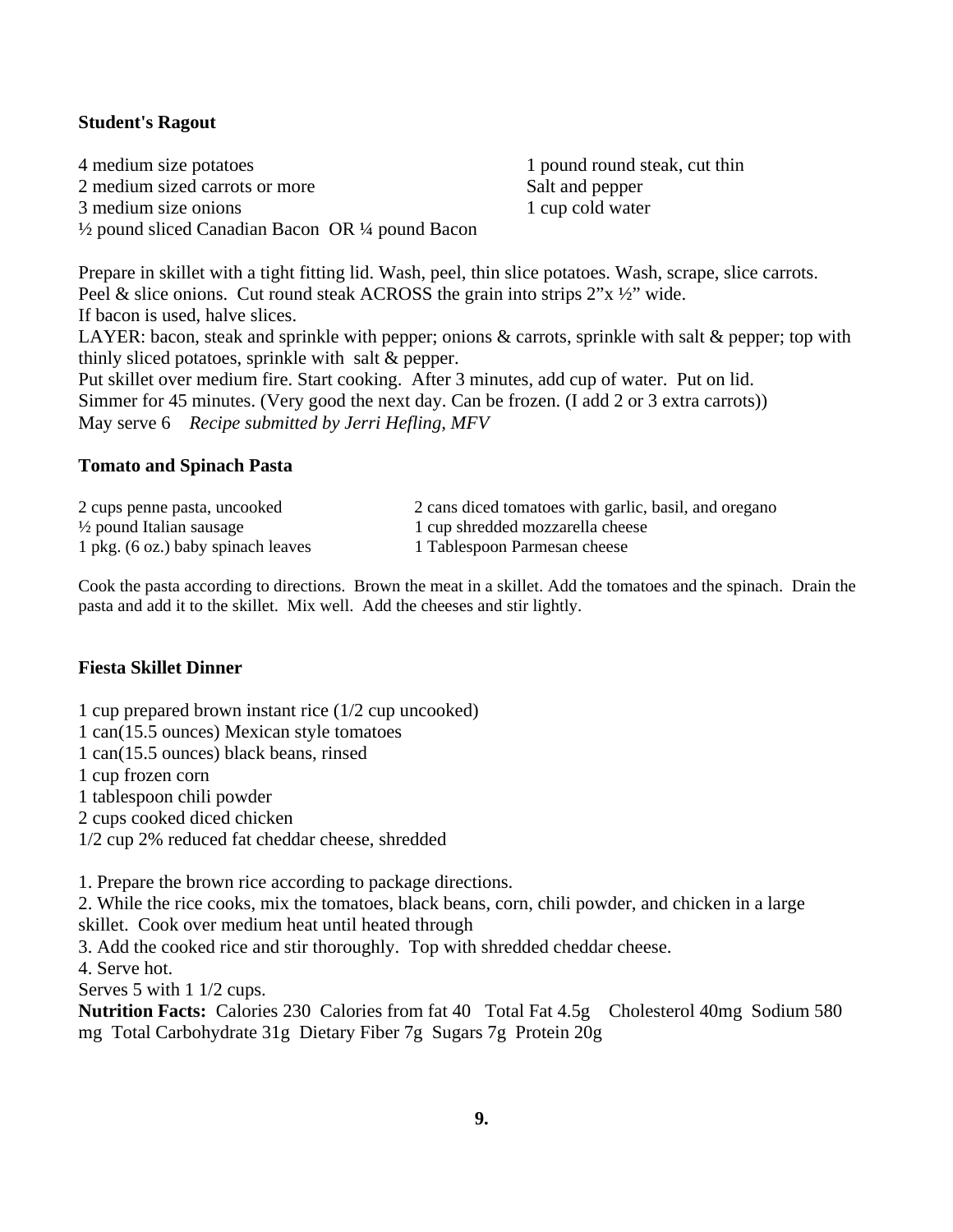**Student's Ragout**

4 medium size potatoes
2 medium sized carrots or more
3 medium size onions
½ pound sliced Canadian Bacon OR ¼ pound Bacon
1 pound round steak, cut thin
Salt and pepper
1 cup cold water

Prepare in skillet with a tight fitting lid. Wash, peel, thin slice potatoes. Wash, scrape, slice carrots. Peel & slice onions. Cut round steak ACROSS the grain into strips 2"x ½" wide.
If bacon is used, halve slices.
LAYER: bacon, steak and sprinkle with pepper; onions & carrots, sprinkle with salt & pepper; top with thinly sliced potatoes, sprinkle with salt & pepper.
Put skillet over medium fire. Start cooking. After 3 minutes, add cup of water. Put on lid.
Simmer for 45 minutes. (Very good the next day. Can be frozen. (I add 2 or 3 extra carrots))
May serve 6 *Recipe submitted by Jerri Hefling, MFV*

**Tomato and Spinach Pasta**

2 cups penne pasta, uncooked
½ pound Italian sausage
1 pkg. (6 oz.) baby spinach leaves
2 cans diced tomatoes with garlic, basil, and oregano
1 cup shredded mozzarella cheese
1 Tablespoon Parmesan cheese

Cook the pasta according to directions. Brown the meat in a skillet. Add the tomatoes and the spinach. Drain the pasta and add it to the skillet. Mix well. Add the cheeses and stir lightly.

**Fiesta Skillet Dinner**

1 cup prepared brown instant rice (1/2 cup uncooked)
1 can(15.5 ounces) Mexican style tomatoes
1 can(15.5 ounces) black beans, rinsed
1 cup frozen corn
1 tablespoon chili powder
2 cups cooked diced chicken
1/2 cup 2% reduced fat cheddar cheese, shredded

1. Prepare the brown rice according to package directions.
2. While the rice cooks, mix the tomatoes, black beans, corn, chili powder, and chicken in a large skillet. Cook over medium heat until heated through
3. Add the cooked rice and stir thoroughly. Top with shredded cheddar cheese.
4. Serve hot.

Serves 5 with 1 1/2 cups.
**Nutrition Facts:** Calories 230 Calories from fat 40 Total Fat 4.5g Cholesterol 40mg Sodium 580 mg Total Carbohydrate 31g Dietary Fiber 7g Sugars 7g Protein 20g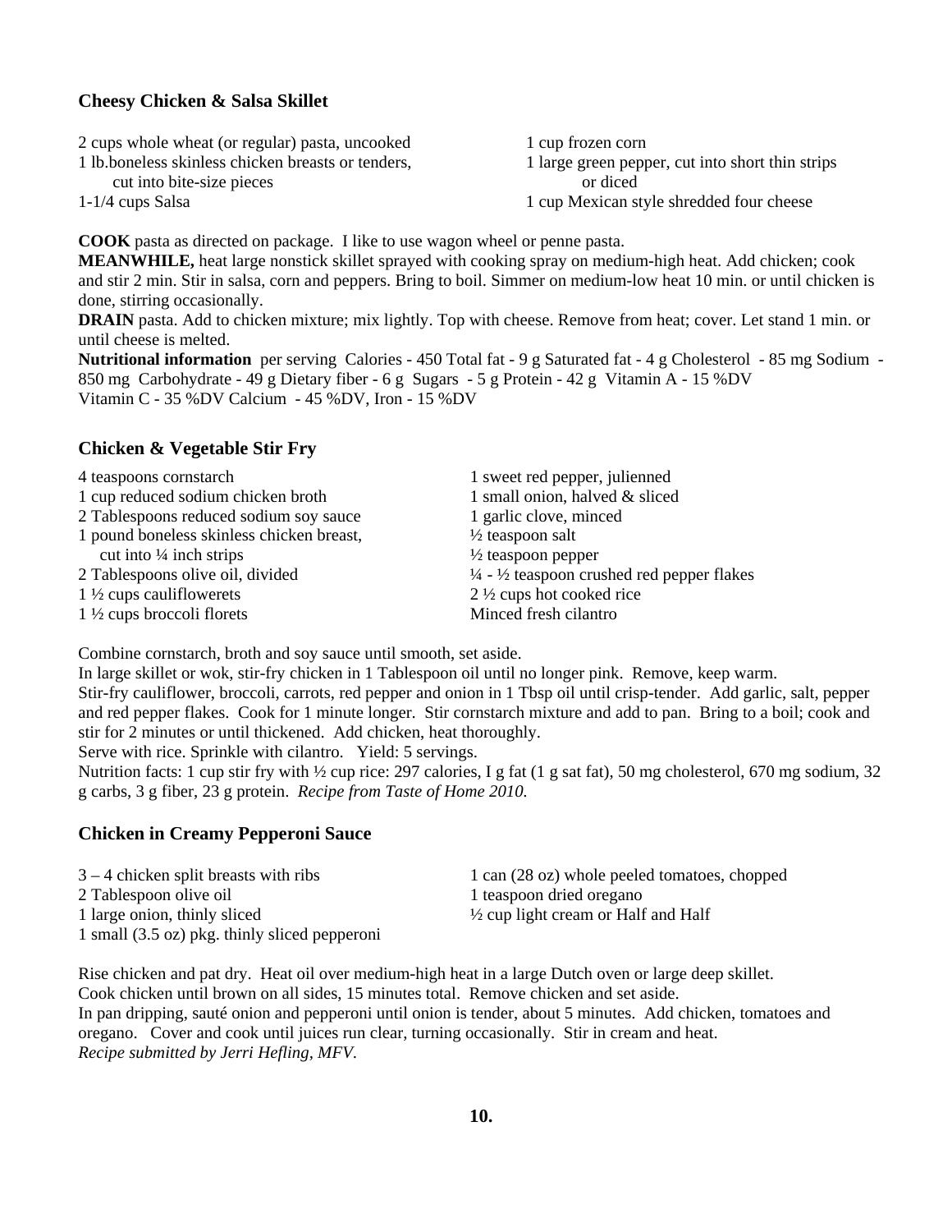### Cheesy Chicken & Salsa Skillet

2 cups whole wheat (or regular) pasta, uncooked
1 lb.boneless skinless chicken breasts or tenders, cut into bite-size pieces
1-1/4 cups Salsa
1 cup frozen corn
1 large green pepper, cut into short thin strips or diced
1 cup Mexican style shredded four cheese

**COOK** pasta as directed on package. I like to use wagon wheel or penne pasta.
**MEANWHILE,** heat large nonstick skillet sprayed with cooking spray on medium-high heat. Add chicken; cook and stir 2 min. Stir in salsa, corn and peppers. Bring to boil. Simmer on medium-low heat 10 min. or until chicken is done, stirring occasionally.
**DRAIN** pasta. Add to chicken mixture; mix lightly. Top with cheese. Remove from heat; cover. Let stand 1 min. or until cheese is melted.
**Nutritional information** per serving Calories - 450 Total fat - 9 g Saturated fat - 4 g Cholesterol - 85 mg Sodium - 850 mg Carbohydrate - 49 g Dietary fiber - 6 g Sugars - 5 g Protein - 42 g Vitamin A - 15 %DV Vitamin C - 35 %DV Calcium - 45 %DV, Iron - 15 %DV

### Chicken & Vegetable Stir Fry

4 teaspoons cornstarch
1 cup reduced sodium chicken broth
2 Tablespoons reduced sodium soy sauce
1 pound boneless skinless chicken breast, cut into ¼ inch strips
2 Tablespoons olive oil, divided
1 ½ cups caulifloweretts
1 ½ cups broccoli florets
1 sweet red pepper, julienned
1 small onion, halved & sliced
1 garlic clove, minced
½ teaspoon salt
½ teaspoon pepper
¼ - ½ teaspoon crushed red pepper flakes
2 ½ cups hot cooked rice
Minced fresh cilantro

Combine cornstarch, broth and soy sauce until smooth, set aside.
In large skillet or wok, stir-fry chicken in 1 Tablespoon oil until no longer pink. Remove, keep warm.
Stir-fry cauliflower, broccoli, carrots, red pepper and onion in 1 Tbsp oil until crisp-tender. Add garlic, salt, pepper and red pepper flakes. Cook for 1 minute longer. Stir cornstarch mixture and add to pan. Bring to a boil; cook and stir for 2 minutes or until thickened. Add chicken, heat thoroughly.
Serve with rice. Sprinkle with cilantro. Yield: 5 servings.
Nutrition facts: 1 cup stir fry with ½ cup rice: 297 calories, I g fat (1 g sat fat), 50 mg cholesterol, 670 mg sodium, 32 g carbs, 3 g fiber, 23 g protein. *Recipe from Taste of Home 2010.*

### Chicken in Creamy Pepperoni Sauce

3 – 4 chicken split breasts with ribs
2 Tablespoon olive oil
1 large onion, thinly sliced
1 small (3.5 oz) pkg. thinly sliced pepperoni
1 can (28 oz) whole peeled tomatoes, chopped
1 teaspoon dried oregano
½ cup light cream or Half and Half

Rise chicken and pat dry. Heat oil over medium-high heat in a large Dutch oven or large deep skillet.
Cook chicken until brown on all sides, 15 minutes total. Remove chicken and set aside.
In pan dripping, sauté onion and pepperoni until onion is tender, about 5 minutes. Add chicken, tomatoes and oregano. Cover and cook until juices run clear, turning occasionally. Stir in cream and heat.
*Recipe submitted by Jerri Hefling, MFV.*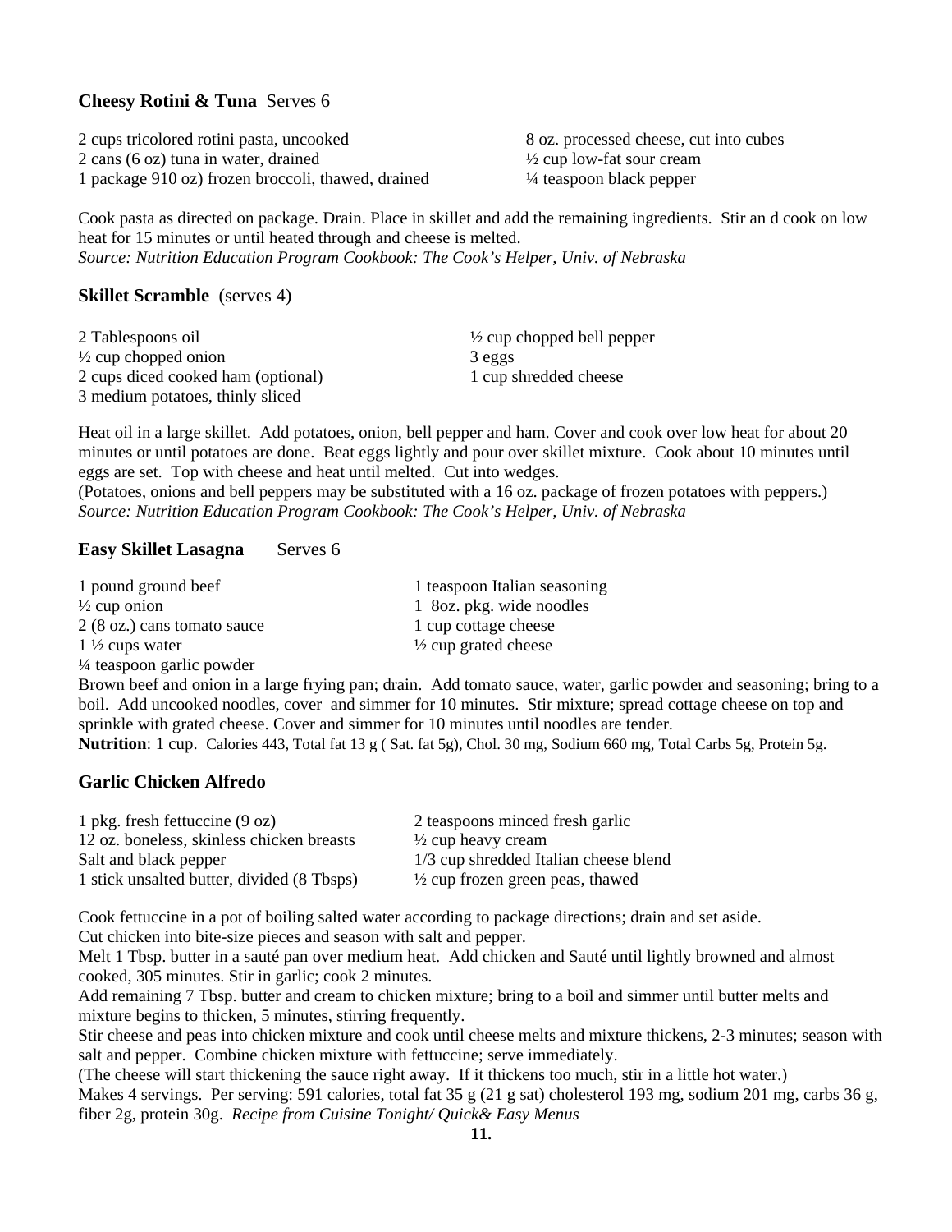**Cheesy Rotini & Tuna** Serves 6

2 cups tricolored rotini pasta, uncooked
2 cans (6 oz) tuna in water, drained
1 package 910 oz) frozen broccoli, thawed, drained
8 oz. processed cheese, cut into cubes
½ cup low-fat sour cream
¼ teaspoon black pepper

Cook pasta as directed on package. Drain. Place in skillet and add the remaining ingredients. Stir an d cook on low heat for 15 minutes or until heated through and cheese is melted.
*Source: Nutrition Education Program Cookbook: The Cook's Helper, Univ. of Nebraska*

**Skillet Scramble** (serves 4)

2 Tablespoons oil
½ cup chopped onion
2 cups diced cooked ham (optional)
3 medium potatoes, thinly sliced
½ cup chopped bell pepper
3 eggs
1 cup shredded cheese

Heat oil in a large skillet. Add potatoes, onion, bell pepper and ham. Cover and cook over low heat for about 20 minutes or until potatoes are done. Beat eggs lightly and pour over skillet mixture. Cook about 10 minutes until eggs are set. Top with cheese and heat until melted. Cut into wedges.
(Potatoes, onions and bell peppers may be substituted with a 16 oz. package of frozen potatoes with peppers.)
*Source: Nutrition Education Program Cookbook: The Cook's Helper, Univ. of Nebraska*

**Easy Skillet Lasagna** Serves 6

1 pound ground beef
½ cup onion
2 (8 oz.) cans tomato sauce
1 ½ cups water
¼ teaspoon garlic powder
1 teaspoon Italian seasoning
1 8oz. pkg. wide noodles
1 cup cottage cheese
½ cup grated cheese

Brown beef and onion in a large frying pan; drain. Add tomato sauce, water, garlic powder and seasoning; bring to a boil. Add uncooked noodles, cover and simmer for 10 minutes. Stir mixture; spread cottage cheese on top and sprinkle with grated cheese. Cover and simmer for 10 minutes until noodles are tender.
**Nutrition**: 1 cup. Calories 443, Total fat 13 g ( Sat. fat 5g), Chol. 30 mg, Sodium 660 mg, Total Carbs 5g, Protein 5g.

**Garlic Chicken Alfredo**

1 pkg. fresh fettuccine (9 oz)
12 oz. boneless, skinless chicken breasts
Salt and black pepper
1 stick unsalted butter, divided (8 Tbsps)
2 teaspoons minced fresh garlic
½ cup heavy cream
1/3 cup shredded Italian cheese blend
½ cup frozen green peas, thawed

Cook fettuccine in a pot of boiling salted water according to package directions; drain and set aside.
Cut chicken into bite-size pieces and season with salt and pepper.
Melt 1 Tbsp. butter in a sauté pan over medium heat. Add chicken and Sauté until lightly browned and almost cooked, 305 minutes. Stir in garlic; cook 2 minutes.
Add remaining 7 Tbsp. butter and cream to chicken mixture; bring to a boil and simmer until butter melts and mixture begins to thicken, 5 minutes, stirring frequently.
Stir cheese and peas into chicken mixture and cook until cheese melts and mixture thickens, 2-3 minutes; season with salt and pepper. Combine chicken mixture with fettuccine; serve immediately.
(The cheese will start thickening the sauce right away. If it thickens too much, stir in a little hot water.)
Makes 4 servings. Per serving: 591 calories, total fat 35 g (21 g sat) cholesterol 193 mg, sodium 201 mg, carbs 36 g, fiber 2g, protein 30g. *Recipe from Cuisine Tonight/ Quick& Easy Menus*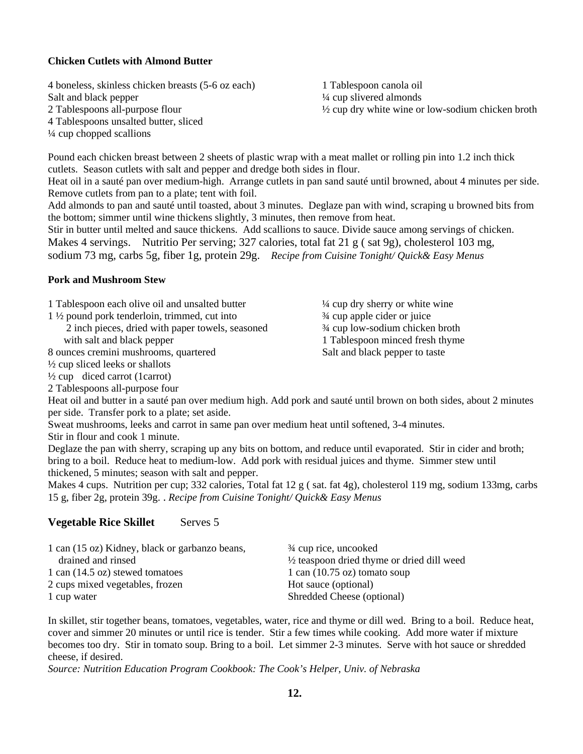**Chicken Cutlets with Almond Butter**

4 boneless, skinless chicken breasts (5-6 oz each)
Salt and black pepper
2 Tablespoons all-purpose flour
4 Tablespoons unsalted butter, sliced
¼ cup chopped scallions
1 Tablespoon canola oil
¼ cup slivered almonds
½ cup dry white wine or low-sodium chicken broth

Pound each chicken breast between 2 sheets of plastic wrap with a meat mallet or rolling pin into 1.2 inch thick cutlets. Season cutlets with salt and pepper and dredge both sides in flour.
Heat oil in a sauté pan over medium-high. Arrange cutlets in pan sand sauté until browned, about 4 minutes per side. Remove cutlets from pan to a plate; tent with foil.
Add almonds to pan and sauté until toasted, about 3 minutes. Deglaze pan with wind, scraping u browned bits from the bottom; simmer until wine thickens slightly, 3 minutes, then remove from heat.
Stir in butter until melted and sauce thickens. Add scallions to sauce. Divide sauce among servings of chicken.
Makes 4 servings. Nutritio Per serving; 327 calories, total fat 21 g ( sat 9g), cholesterol 103 mg, sodium 73 mg, carbs 5g, fiber 1g, protein 29g. *Recipe from Cuisine Tonight/ Quick& Easy Menus*

**Pork and Mushroom Stew**

1 Tablespoon each olive oil and unsalted butter
1 ½ pound pork tenderloin, trimmed, cut into 2 inch pieces, dried with paper towels, seasoned with salt and black pepper
8 ounces cremini mushrooms, quartered
½ cup sliced leeks or shallots
½ cup diced carrot (1carrot)
2 Tablespoons all-purpose four
¼ cup dry sherry or white wine
¾ cup apple cider or juice
¾ cup low-sodium chicken broth
1 Tablespoon minced fresh thyme
Salt and black pepper to taste

Heat oil and butter in a sauté pan over medium high. Add pork and sauté until brown on both sides, about 2 minutes per side. Transfer pork to a plate; set aside.
Sweat mushrooms, leeks and carrot in same pan over medium heat until softened, 3-4 minutes.
Stir in flour and cook 1 minute.
Deglaze the pan with sherry, scraping up any bits on bottom, and reduce until evaporated. Stir in cider and broth; bring to a boil. Reduce heat to medium-low. Add pork with residual juices and thyme. Simmer stew until thickened, 5 minutes; season with salt and pepper.
Makes 4 cups. Nutrition per cup; 332 calories, Total fat 12 g ( sat. fat 4g), cholesterol 119 mg, sodium 133mg, carbs 15 g, fiber 2g, protein 39g. . *Recipe from Cuisine Tonight/ Quick& Easy Menus*

**Vegetable Rice Skillet** Serves 5

1 can (15 oz) Kidney, black or garbanzo beans, drained and rinsed
1 can (14.5 oz) stewed tomatoes
2 cups mixed vegetables, frozen
1 cup water
¾ cup rice, uncooked
½ teaspoon dried thyme or dried dill weed
1 can (10.75 oz) tomato soup
Hot sauce (optional)
Shredded Cheese (optional)

In skillet, stir together beans, tomatoes, vegetables, water, rice and thyme or dill wed. Bring to a boil. Reduce heat, cover and simmer 20 minutes or until rice is tender. Stir a few times while cooking. Add more water if mixture becomes too dry. Stir in tomato soup. Bring to a boil. Let simmer 2-3 minutes. Serve with hot sauce or shredded cheese, if desired.
*Source: Nutrition Education Program Cookbook: The Cook's Helper, Univ. of Nebraska*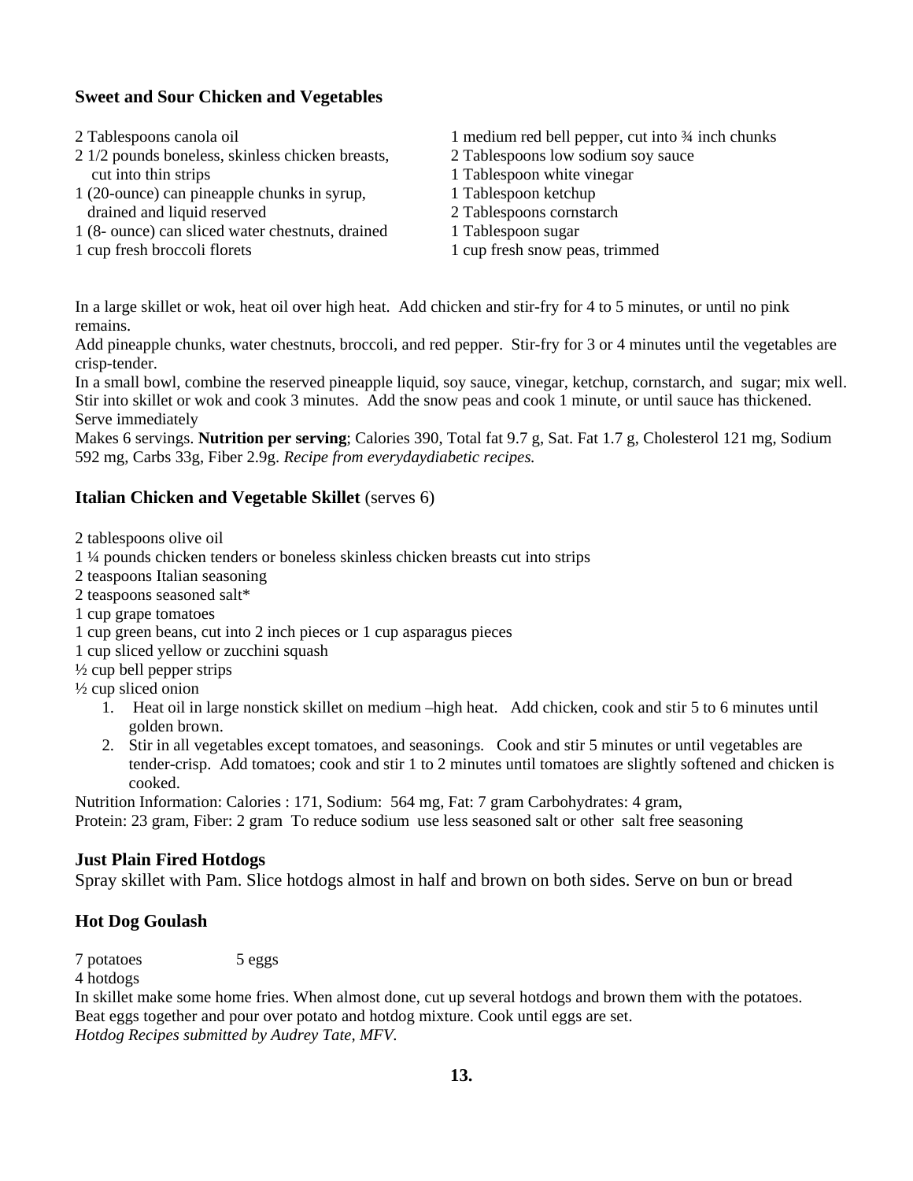### Sweet and Sour Chicken and Vegetables

2 Tablespoons canola oil
2 1/2 pounds boneless, skinless chicken breasts, cut into thin strips
1 (20-ounce) can pineapple chunks in syrup, drained and liquid reserved
1 (8- ounce) can sliced water chestnuts, drained
1 cup fresh broccoli florets
1 medium red bell pepper, cut into ¾ inch chunks
2 Tablespoons low sodium soy sauce
1 Tablespoon white vinegar
1 Tablespoon ketchup
2 Tablespoons cornstarch
1 Tablespoon sugar
1 cup fresh snow peas, trimmed

In a large skillet or wok, heat oil over high heat. Add chicken and stir-fry for 4 to 5 minutes, or until no pink remains.
Add pineapple chunks, water chestnuts, broccoli, and red pepper. Stir-fry for 3 or 4 minutes until the vegetables are crisp-tender.
In a small bowl, combine the reserved pineapple liquid, soy sauce, vinegar, ketchup, cornstarch, and sugar; mix well. Stir into skillet or wok and cook 3 minutes. Add the snow peas and cook 1 minute, or until sauce has thickened. Serve immediately
Makes 6 servings. **Nutrition per serving**; Calories 390, Total fat 9.7 g, Sat. Fat 1.7 g, Cholesterol 121 mg, Sodium 592 mg, Carbs 33g, Fiber 2.9g. *Recipe from everydaydiabetic recipes.*

### Italian Chicken and Vegetable Skillet (serves 6)

2 tablespoons olive oil
1 ¼ pounds chicken tenders or boneless skinless chicken breasts cut into strips
2 teaspoons Italian seasoning
2 teaspoons seasoned salt*
1 cup grape tomatoes
1 cup green beans, cut into 2 inch pieces or 1 cup asparagus pieces
1 cup sliced yellow or zucchini squash
½ cup bell pepper strips
½ cup sliced onion

1. Heat oil in large nonstick skillet on medium –high heat. Add chicken, cook and stir 5 to 6 minutes until golden brown.
2. Stir in all vegetables except tomatoes, and seasonings. Cook and stir 5 minutes or until vegetables are tender-crisp. Add tomatoes; cook and stir 1 to 2 minutes until tomatoes are slightly softened and chicken is cooked.

Nutrition Information: Calories : 171, Sodium: 564 mg, Fat: 7 gram Carbohydrates: 4 gram, Protein: 23 gram, Fiber: 2 gram To reduce sodium use less seasoned salt or other salt free seasoning

### Just Plain Fired Hotdogs

Spray skillet with Pam. Slice hotdogs almost in half and brown on both sides. Serve on bun or bread

### Hot Dog Goulash

7 potatoes
5 eggs
4 hotdogs

In skillet make some home fries. When almost done, cut up several hotdogs and brown them with the potatoes. Beat eggs together and pour over potato and hotdog mixture. Cook until eggs are set.
*Hotdog Recipes submitted by Audrey Tate, MFV.*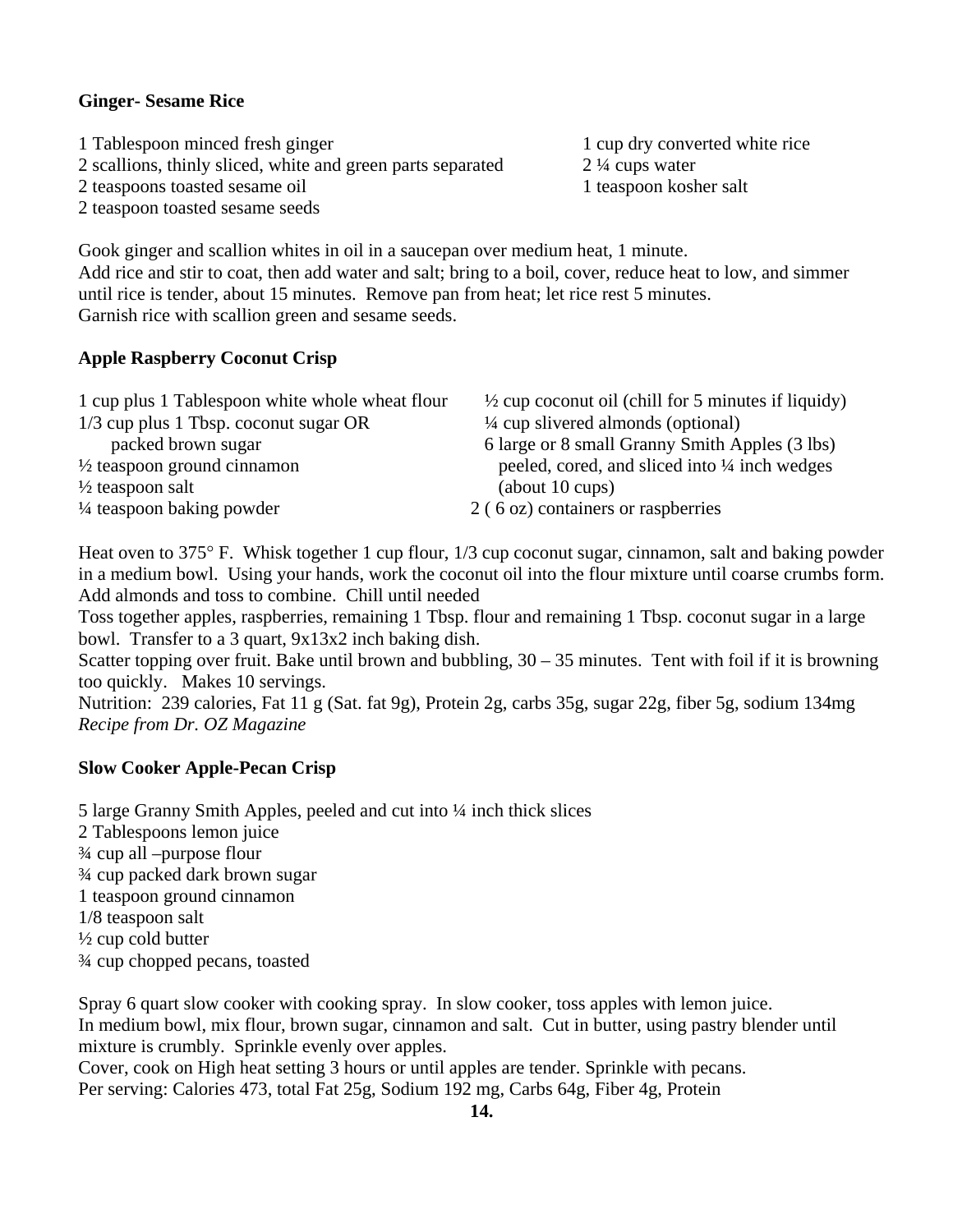**Ginger- Sesame Rice**

1 Tablespoon minced fresh ginger
2 scallions, thinly sliced, white and green parts separated
2 teaspoons toasted sesame oil
2 teaspoon toasted sesame seeds
1 cup dry converted white rice
2 ¼ cups water
1 teaspoon kosher salt

Gook ginger and scallion whites in oil in a saucepan over medium heat, 1 minute.
Add rice and stir to coat, then add water and salt; bring to a boil, cover, reduce heat to low, and simmer until rice is tender, about 15 minutes. Remove pan from heat; let rice rest 5 minutes.
Garnish rice with scallion green and sesame seeds.

**Apple Raspberry Coconut Crisp**

1 cup plus 1 Tablespoon white whole wheat flour
1/3 cup plus 1 Tbsp. coconut sugar OR
packed brown sugar
½ teaspoon ground cinnamon
½ teaspoon salt
¼ teaspoon baking powder
½ cup coconut oil (chill for 5 minutes if liquidy)
¼ cup slivered almonds (optional)
6 large or 8 small Granny Smith Apples (3 lbs)
peeled, cored, and sliced into ¼ inch wedges
(about 10 cups)
2 ( 6 oz) containers or raspberries

Heat oven to 375° F. Whisk together 1 cup flour, 1/3 cup coconut sugar, cinnamon, salt and baking powder in a medium bowl. Using your hands, work the coconut oil into the flour mixture until coarse crumbs form. Add almonds and toss to combine. Chill until needed
Toss together apples, raspberries, remaining 1 Tbsp. flour and remaining 1 Tbsp. coconut sugar in a large bowl. Transfer to a 3 quart, 9x13x2 inch baking dish.
Scatter topping over fruit. Bake until brown and bubbling, 30 – 35 minutes. Tent with foil if it is browning too quickly. Makes 10 servings.
Nutrition: 239 calories, Fat 11 g (Sat. fat 9g), Protein 2g, carbs 35g, sugar 22g, fiber 5g, sodium 134mg
*Recipe from Dr. OZ Magazine*

**Slow Cooker Apple-Pecan Crisp**

5 large Granny Smith Apples, peeled and cut into ¼ inch thick slices
2 Tablespoons lemon juice
¾ cup all –purpose flour
¾ cup packed dark brown sugar
1 teaspoon ground cinnamon
1/8 teaspoon salt
½ cup cold butter
¾ cup chopped pecans, toasted

Spray 6 quart slow cooker with cooking spray. In slow cooker, toss apples with lemon juice.
In medium bowl, mix flour, brown sugar, cinnamon and salt. Cut in butter, using pastry blender until mixture is crumbly. Sprinkle evenly over apples.
Cover, cook on High heat setting 3 hours or until apples are tender. Sprinkle with pecans.
Per serving: Calories 473, total Fat 25g, Sodium 192 mg, Carbs 64g, Fiber 4g, Protein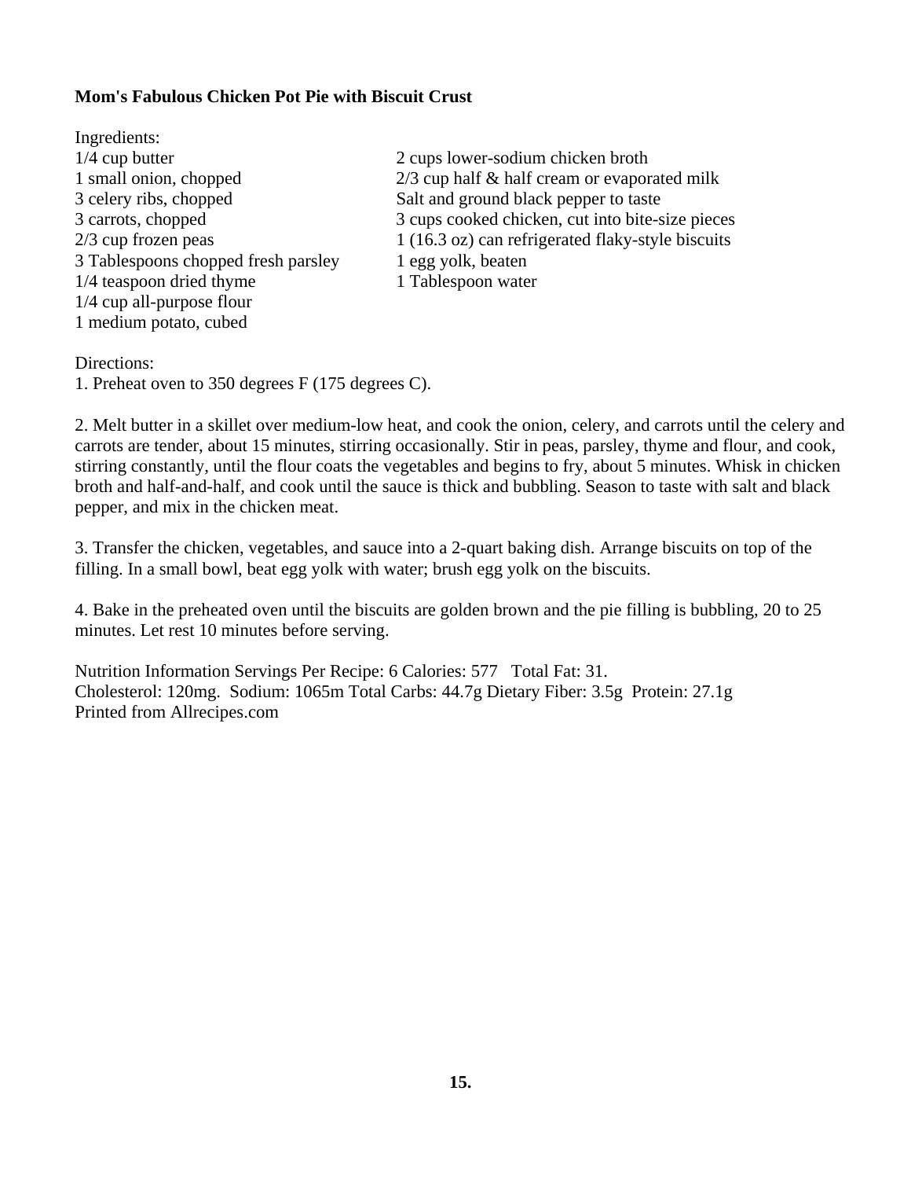**Mom's Fabulous Chicken Pot Pie with Biscuit Crust**

Ingredients:

1/4 cup butter
1 small onion, chopped
3 celery ribs, chopped
3 carrots, chopped
2/3 cup frozen peas
3 Tablespoons chopped fresh parsley
1/4 teaspoon dried thyme
1/4 cup all-purpose flour
1 medium potato, cubed
2 cups lower-sodium chicken broth
2/3 cup half & half cream or evaporated milk
Salt and ground black pepper to taste
3 cups cooked chicken, cut into bite-size pieces
1 (16.3 oz) can refrigerated flaky-style biscuits
1 egg yolk, beaten
1 Tablespoon water

Directions:

1. Preheat oven to 350 degrees F (175 degrees C).

2. Melt butter in a skillet over medium-low heat, and cook the onion, celery, and carrots until the celery and carrots are tender, about 15 minutes, stirring occasionally. Stir in peas, parsley, thyme and flour, and cook, stirring constantly, until the flour coats the vegetables and begins to fry, about 5 minutes. Whisk in chicken broth and half-and-half, and cook until the sauce is thick and bubbling. Season to taste with salt and black pepper, and mix in the chicken meat.

3. Transfer the chicken, vegetables, and sauce into a 2-quart baking dish. Arrange biscuits on top of the filling. In a small bowl, beat egg yolk with water; brush egg yolk on the biscuits.

4. Bake in the preheated oven until the biscuits are golden brown and the pie filling is bubbling, 20 to 25 minutes. Let rest 10 minutes before serving.

Nutrition Information Servings Per Recipe: 6 Calories: 577 Total Fat: 31.
Cholesterol: 120mg. Sodium: 1065m Total Carbs: 44.7g Dietary Fiber: 3.5g Protein: 27.1g
Printed from Allrecipes.com